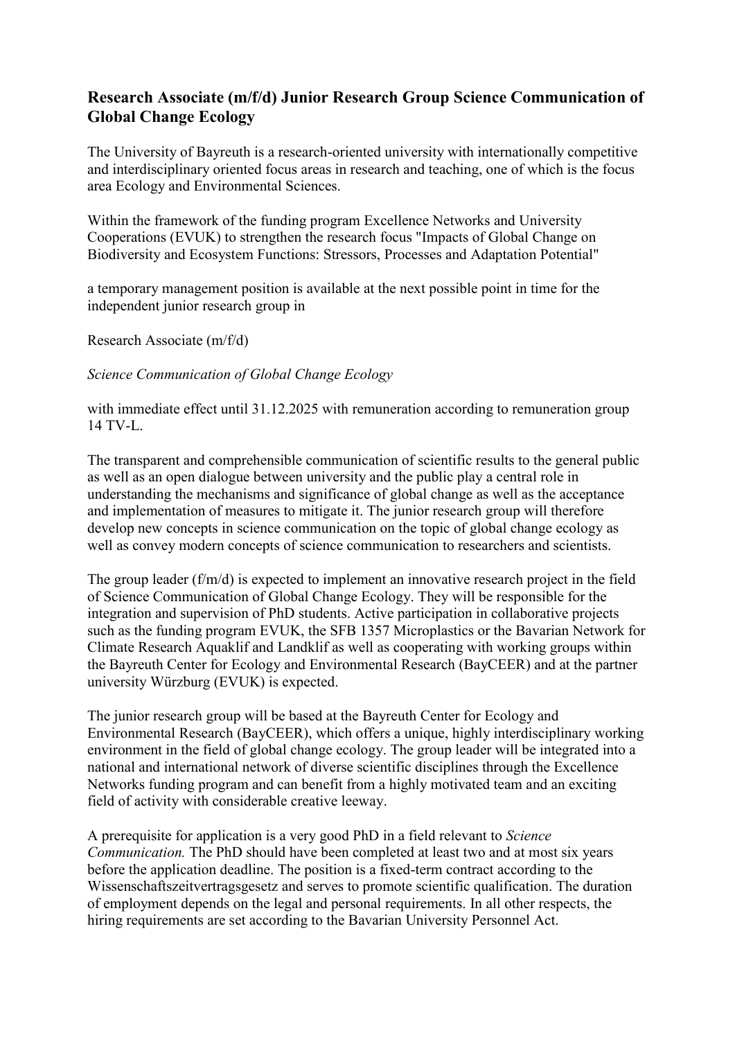# Research Associate (m/f/d) Junior Research Group Science Communication of Global Change Ecology

The University of Bayreuth is a research-oriented university with internationally competitive and interdisciplinary oriented focus areas in research and teaching, one of which is the focus area Ecology and Environmental Sciences.

Within the framework of the funding program Excellence Networks and University Cooperations (EVUK) to strengthen the research focus "Impacts of Global Change on Biodiversity and Ecosystem Functions: Stressors, Processes and Adaptation Potential"

a temporary management position is available at the next possible point in time for the independent junior research group in

Research Associate (m/f/d)

*Science Communication of Global Change Ecology*

with immediate effect until 31.12.2025 with remuneration according to remuneration group 14 TV-L.

The transparent and comprehensible communication of scientific results to the general public as well as an open dialogue between university and the public play a central role in understanding the mechanisms and significance of global change as well as the acceptance and implementation of measures to mitigate it. The junior research group will therefore develop new concepts in science communication on the topic of global change ecology as well as convey modern concepts of science communication to researchers and scientists.

The group leader (f/m/d) is expected to implement an innovative research project in the field of Science Communication of Global Change Ecology. They will be responsible for the integration and supervision of PhD students. Active participation in collaborative projects such as the funding program EVUK, the SFB 1357 Microplastics or the Bavarian Network for Climate Research Aquaklif and Landklif as well as cooperating with working groups within the Bayreuth Center for Ecology and Environmental Research (BayCEER) and at the partner university Würzburg (EVUK) is expected.

The junior research group will be based at the Bayreuth Center for Ecology and Environmental Research (BayCEER), which offers a unique, highly interdisciplinary working environment in the field of global change ecology. The group leader will be integrated into a national and international network of diverse scientific disciplines through the Excellence Networks funding program and can benefit from a highly motivated team and an exciting field of activity with considerable creative leeway.

A prerequisite for application is a very good PhD in a field relevant to *Science Communication.* The PhD should have been completed at least two and at most six years before the application deadline. The position is a fixed-term contract according to the Wissenschaftszeitvertragsgesetz and serves to promote scientific qualification. The duration of employment depends on the legal and personal requirements. In all other respects, the hiring requirements are set according to the Bavarian University Personnel Act.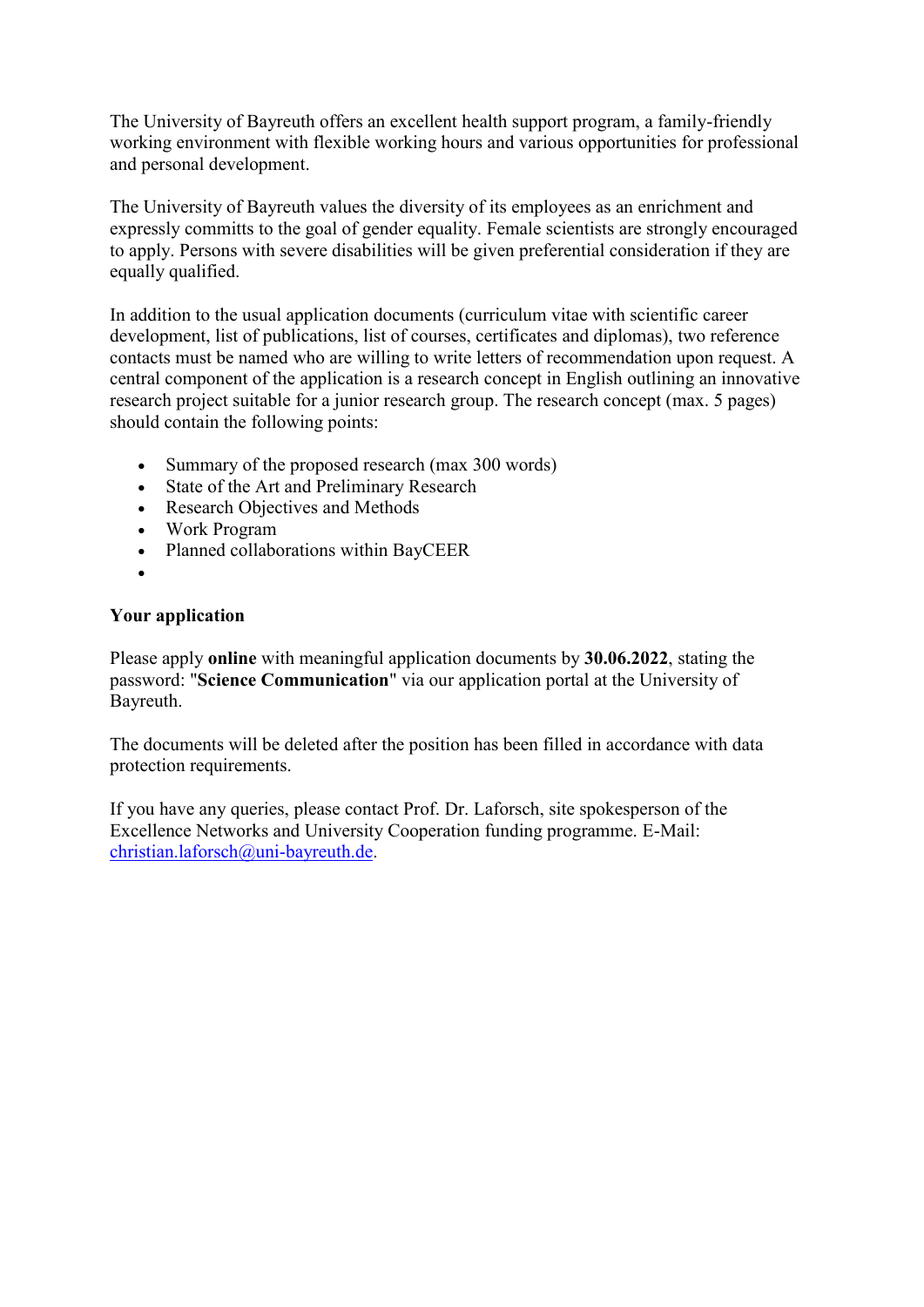The University of Bayreuth offers an excellent health support program, a family-friendly working environment with flexible working hours and various opportunities for professional and personal development.

The University of Bayreuth values the diversity of its employees as an enrichment and expressly committs to the goal of gender equality. Female scientists are strongly encouraged to apply. Persons with severe disabilities will be given preferential consideration if they are equally qualified.

In addition to the usual application documents (curriculum vitae with scientific career development, list of publications, list of courses, certificates and diplomas), two reference contacts must be named who are willing to write letters of recommendation upon request. A central component of the application is a research concept in English outlining an innovative research project suitable for a junior research group. The research concept (max. 5 pages) should contain the following points:

- Summary of the proposed research (max 300 words)
- State of the Art and Preliminary Research
- Research Objectives and Methods
- Work Program
- Planned collaborations within BayCEER
-

**Your application**

Please apply **online** with meaningful application documents by **30.06.2022**, stating the password: "**Science Communication**" via our application portal at the University of Bayreuth.

The documents will be deleted after the position has been filled in accordance with data protection requirements.

If you have any queries, please contact Prof. Dr. Laforsch, site spokesperson of the Excellence Networks and University Cooperation funding programme. E-Mail: christian.laforsch@uni-bayreuth.de.